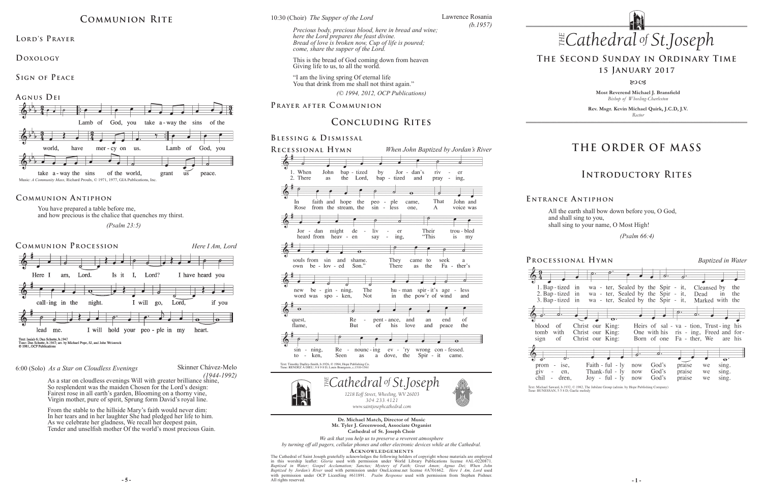# Communion Rite

## Lord's Prayer

## Doxology

## Sign of Peace

## Agnus Dei

Lamb of God, you take a-way the sins of the world, have mer-cy on us. Lamb of God, you take a-way the sins of the world, grant us peace.

Music: *A Community Mass,* Richard Proulx, © 1971, 1977, GIA Publications, Inc.

## Communion Antiphon

You have prepared a table before me,
and how precious is the chalice that quenches my thirst.

*(Psalm 23:5)*

## Communion Procession *Here I Am, Lord*

Here I am, Lord. Is it I, Lord? I have heard you call-ing in the night. I will go, Lord, if you lead me. I will hold your peo-ple in my heart.

Text: Isaiah 6; Dan Schutte, b.1947
Tune: Dan Schutte, b.1947; arr. by Michael Pope, SJ, and John Weissrock
© 1981, OCP Publications

6:00 (Solo) *As a Star on Cloudless Evenings* Skinner Chávez-Melo *(1944-1992)*

As a star on cloudless evenings Will with greater brilliance shine,
So resplendent was the maiden Chosen for the Lord's design:
Fairest rose in all earth's garden, Blooming on a thorny vine,
Virgin mother, pure of spirit, Sprung form David's royal line.

From the stable to the hillside Mary's faith would never dim:
In her tears and in her laughter She had pledged her life to him.
As we celebrate her gladness, We recall her deepest pain,
Tender and unselfish mother Of the world's most precious Gain.

10:30 (Choir) *The Supper of the Lord* Lawrence Rosania *(b.1957)*

*Precious body, precious blood, here in bread and wine;*
*here the Lord prepares the feast divine.*
*Bread of love is broken now, Cup of life is poured;*
*come, share the supper of the Lord.*

This is the bread of God coming down from heaven
Giving life to us, to all the world.

"I am the living spring Of eternal life
You that drink from me shall not thirst again."

*(© 1994, 2012, OCP Publications)*

## Prayer after Communion

# Concluding Rites

## Blessing & Dismissal

## Recessional Hymn *When John Baptized by Jordan's River*

1. When John bap-tized by Jor-dan's riv-er In faith and hope the peo-ple came, That John and Jor-dan might de-liv-er Their trou-bled souls from sin and shame. They came to seek a new be-gin-ning, The hu-man spir-it's age-less quest, Re-pent-ance, and an end of sin-ning, Re-nounc-ing ev-'ry wrong con-fessed.

2. There as the Lord, bap-tized and pray-ing, Rose from the stream, the sin-less one, A voice was heard from heav-en say-ing, "This is my own be-lov-ed Son." There as the Fa-ther's word was spo-ken, Not in the pow'r of wind and flame, But of his love and peace the to-ken, Seen as a dove, the Spir-it came.

Text: Timothy Dudley-Smith, b.1926, © 1984, Hope Publishing Co.
Tune: RENDEZ A DIEU, 9 8 9 8 D; Louis Bourgeois, c.1510-1561

*The* Cathedral *of* St. Joseph

1218 Eoff Street, Wheeling, WV 26003
304.233.4121
www.saintjosephcathedral.com

**Dr. Michael Match, Director of Music**
**Mr. Tyler J. Greenwood, Associate Organist**
**Cathedral of St. Joseph Choir**

*We ask that you help us to preserve a reverent atmosphere by turning off all pagers, cellular phones and other electronic devices while at the Cathedral.*

**Acknowledgements**

The Cathedral of Saint Joseph gratefully acknowledges the following holders of copyright whose materials are employed in this worship leaflet: *Gloria* used with permission under World Library Publications license #AL-0220871. *Baptized in Water; Gospel Acclamation; Sanctus; Mystery of Faith; Great Amen; Agnus Dei; When John Baptized by Jordan's River* used with permission under OneLicense.net license #A701662. *Here I Am, Lord* used with permission under OCP LicenSing #611891. *Psalm Response* used with permission from Stephen Pishner. All rights reserved.

# *The* Cathedral *of* St. Joseph

## The Second Sunday in Ordinary Time
## 15 January 2017

**Most Reverend Michael J. Bransfield**
*Bishop of Wheeling-Charleston*

**Rev. Msgr. Kevin Michael Quirk, J.C.D, J.V.**
*Rector*

# The Order of Mass

# Introductory Rites

## Entrance Antiphon

All the earth shall bow down before you, O God,
and shall sing to you,
shall sing to your name, O Most High!

*(Psalm 66:4)*

## Processional Hymn *Baptized in Water*

1. Bap-tized in wa-ter, Sealed by the Spir-it, Cleansed by the blood of Christ our King: Heirs of sal-va-tion, Trust-ing his prom-ise, Faith-ful-ly now God's praise we sing.

2. Bap-tized in wa-ter, Sealed by the Spir-it, Dead in the tomb with Christ our King: One with his ris-ing, Freed and for-giv-en, Thank-ful-ly now God's praise we sing.

3. Bap-tized in wa-ter, Sealed by the Spir-it, Marked with the sign of Christ our King: Born of one Fa-ther, We are his chil-dren, Joy-ful-ly now God's praise we sing.

Text: Michael Saward, b.1932, © 1982, The Jubilate Group (admin. by Hope Publishing Company)
Tune: BUNESSAN, 5 5 8 D; Gaelic melody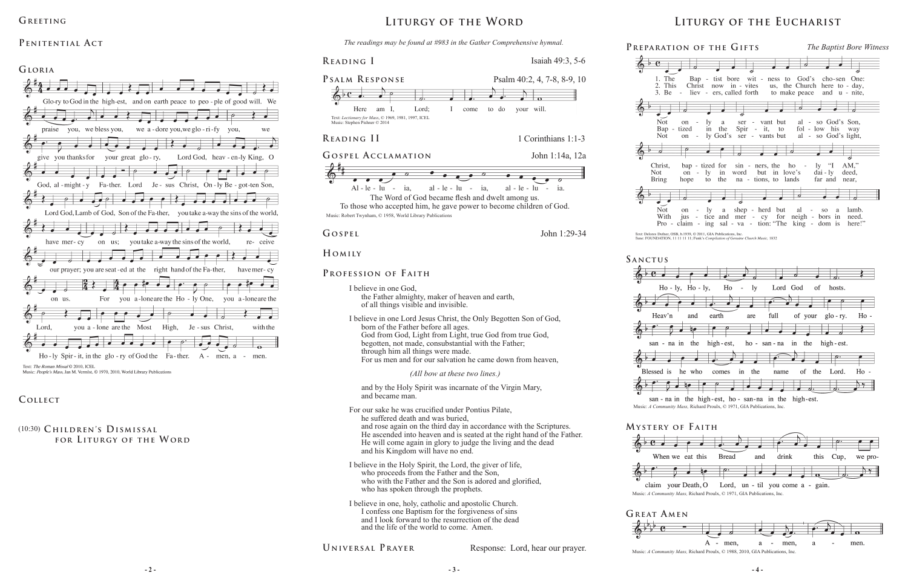## Greeting

## Penitential Act

## Gloria

Glo-ry to God in the high-est, and on earth peace to peo-ple of good will. We praise you, we bless you, we a-dore you, we glo-ri-fy you, we give you thanks for your great glo-ry, Lord God, heav-en-ly King, O God, al-might-y Fa-ther. Lord Je-sus Christ, On-ly Be-got-ten Son, Lord God, Lamb of God, Son of the Fa-ther, you take a-way the sins of the world, have mer-cy on us; you take a-way the sins of the world, re-ceive our prayer; you are seat-ed at the right hand of the Fa-ther, have mer-cy on us. For you a-lone are the Ho-ly One, you a-lone are the Lord, you a-lone are the Most High, Je-sus Christ, with the Ho-ly Spir-it, in the glo-ry of God the Fa-ther. A-men, a-men.

Text: *The Roman Missal* © 2010, ICEL
Music: *People's Mass*, Jan M. Vermulst, © 1970, 2010, World Library Publications

## Collect

## (10:30) Children's Dismissal for Liturgy of the Word

# Liturgy of the Word

*The readings may be found at #983 in the Gather Comprehensive hymnal.*

## Reading I

Isaiah 49:3, 5-6

## Psalm Response

Psalm 40:2, 4, 7-8, 8-9, 10

Here am I, Lord; I come to do your will.

Text: *Lectionary for Mass*, © 1969, 1981, 1997, ICEL
Music: Stephen Pishner © 2014

## Reading II

1 Corinthians 1:1-3

## Gospel Acclamation

John 1:14a, 12a

Al-le-lu-ia, al-le-lu-ia, al-le-lu-ia.

The Word of God became flesh and dwelt among us.
To those who accepted him, he gave power to become children of God.

Music: Robert Twynham, © 1958, World Library Publications

## Gospel

John 1:29-34

## Homily

## Profession of Faith

I believe in one God,
the Father almighty, maker of heaven and earth,
of all things visible and invisible.

I believe in one Lord Jesus Christ, the Only Begotten Son of God,
born of the Father before all ages.
God from God, Light from Light, true God from true God,
begotten, not made, consubstantial with the Father;
through him all things were made.
For us men and for our salvation he came down from heaven,

*(All bow at these two lines.)*

and by the Holy Spirit was incarnate of the Virgin Mary,
and became man.

For our sake he was crucified under Pontius Pilate,
he suffered death and was buried,
and rose again on the third day in accordance with the Scriptures.
He ascended into heaven and is seated at the right hand of the Father.
He will come again in glory to judge the living and the dead
and his Kingdom will have no end.

I believe in the Holy Spirit, the Lord, the giver of life,
who proceeds from the Father and the Son,
who with the Father and the Son is adored and glorified,
who has spoken through the prophets.

I believe in one, holy, catholic and apostolic Church.
I confess one Baptism for the forgiveness of sins
and I look forward to the resurrection of the dead
and the life of the world to come. Amen.

## Universal Prayer

Response: Lord, hear our prayer.

# Liturgy of the Eucharist

## Preparation of the Gifts

*The Baptist Bore Witness*

1. The Bap-tist bore wit-ness to God's cho-sen One: Not on-ly a ser-vant but al-so God's Son, Christ, bap-tized for sin-ners, the ho-ly "I AM," Not on-ly a shep-herd but al-so a lamb.
2. This Christ now in-vites us, the Church here to-day, Bap-tized in the Spir-it, to fol-low his way Not on-ly in word but in love's dai-ly deed, With jus-tice and mer-cy for neigh-bors in need.
3. Be-liev-ers, called forth to make peace and u-nite, Not on-ly God's ser-vants but al-so God's light, Bring hope to the na-tions, to lands far and near, Pro-claim-ing sal-va-tion: "The king-dom is here!"

Text: Delores Dufner, OSB, b.1939, © 2011, GIA Publications, Inc.
Tune: FOUNDATION, 11 11 11 11; Funk's *Compilation of Genuine Church Music*, 1832

## Sanctus

Ho-ly, Ho-ly, Ho-ly Lord God of hosts. Heav'n and earth are full of your glo-ry. Ho-san-na in the high-est, ho-san-na in the high-est. Blessed is he who comes in the name of the Lord. Ho-san-na in the high-est, ho-san-na in the high-est.

Music: *A Community Mass*, Richard Proulx, © 1971, GIA Publications, Inc.

## Mystery of Faith

When we eat this Bread and drink this Cup, we pro-claim your Death, O Lord, un-til you come a-gain.

Music: *A Community Mass*, Richard Proulx, © 1971, GIA Publications, Inc.

## Great Amen

A-men, a-men, a-men.

Music: *A Community Mass*, Richard Proulx, © 1988, 2010, GIA Publications, Inc.